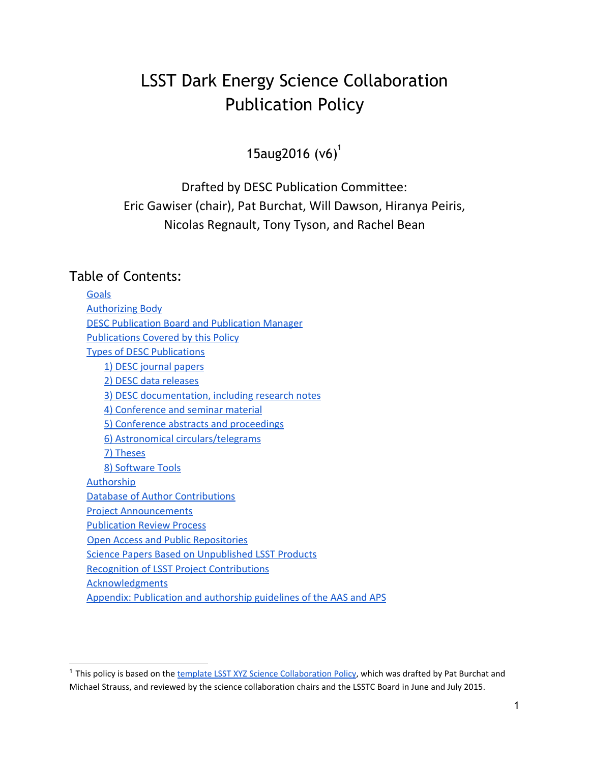# LSST Dark Energy Science Collaboration Publication Policy

15aug2016 (v6)[1]

Drafted by DESC Publication Committee:
Eric Gawiser (chair), Pat Burchat, Will Dawson, Hiranya Peiris, Nicolas Regnault, Tony Tyson, and Rachel Bean

## Table of Contents:

- Goals
- Authorizing Body
- DESC Publication Board and Publication Manager
- Publications Covered by this Policy
- Types of DESC Publications
  - 1) DESC journal papers
  - 2) DESC data releases
  - 3) DESC documentation, including research notes
  - 4) Conference and seminar material
  - 5) Conference abstracts and proceedings
  - 6) Astronomical circulars/telegrams
  - 7) Theses
  - 8) Software Tools
- Authorship
- Database of Author Contributions
- Project Announcements
- Publication Review Process
- Open Access and Public Repositories
- Science Papers Based on Unpublished LSST Products
- Recognition of LSST Project Contributions
- Acknowledgments
- Appendix: Publication and authorship guidelines of the AAS and APS

---

[1] This policy is based on the template LSST XYZ Science Collaboration Policy, which was drafted by Pat Burchat and Michael Strauss, and reviewed by the science collaboration chairs and the LSSTC Board in June and July 2015.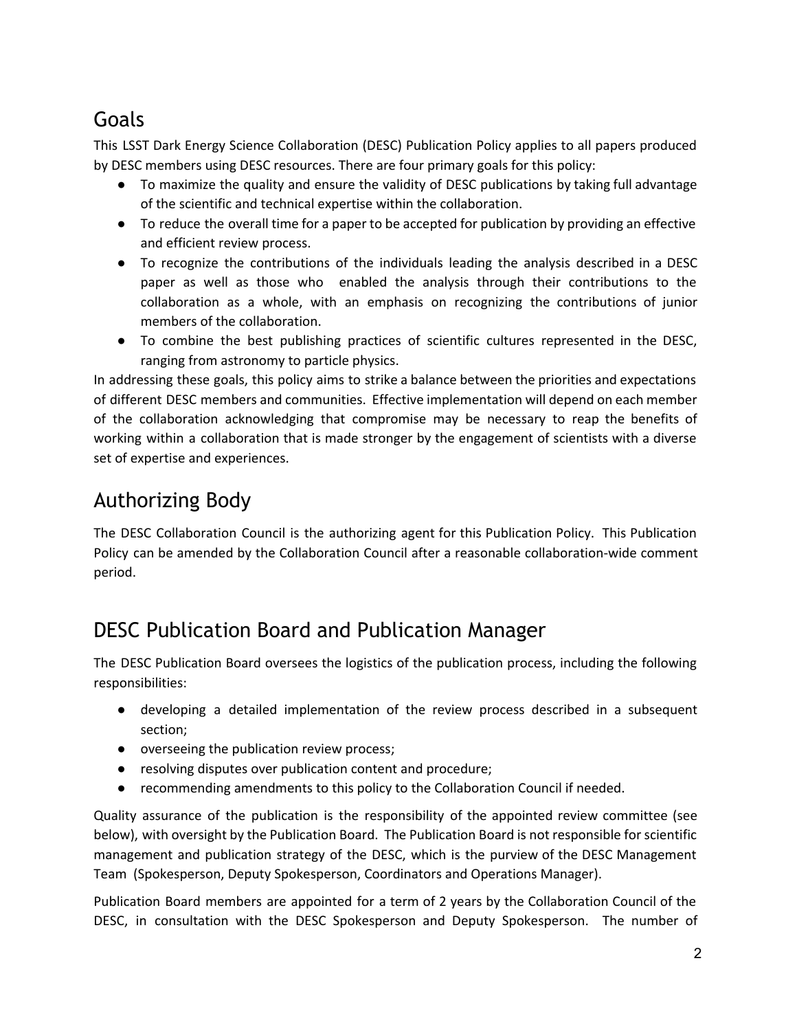## Goals

This LSST Dark Energy Science Collaboration (DESC) Publication Policy applies to all papers produced by DESC members using DESC resources. There are four primary goals for this policy:

- To maximize the quality and ensure the validity of DESC publications by taking full advantage of the scientific and technical expertise within the collaboration.
- To reduce the overall time for a paper to be accepted for publication by providing an effective and efficient review process.
- To recognize the contributions of the individuals leading the analysis described in a DESC paper as well as those who enabled the analysis through their contributions to the collaboration as a whole, with an emphasis on recognizing the contributions of junior members of the collaboration.
- To combine the best publishing practices of scientific cultures represented in the DESC, ranging from astronomy to particle physics.

In addressing these goals, this policy aims to strike a balance between the priorities and expectations of different DESC members and communities. Effective implementation will depend on each member of the collaboration acknowledging that compromise may be necessary to reap the benefits of working within a collaboration that is made stronger by the engagement of scientists with a diverse set of expertise and experiences.

## Authorizing Body

The DESC Collaboration Council is the authorizing agent for this Publication Policy. This Publication Policy can be amended by the Collaboration Council after a reasonable collaboration-wide comment period.

## DESC Publication Board and Publication Manager

The DESC Publication Board oversees the logistics of the publication process, including the following responsibilities:

- developing a detailed implementation of the review process described in a subsequent section;
- overseeing the publication review process;
- resolving disputes over publication content and procedure;
- recommending amendments to this policy to the Collaboration Council if needed.

Quality assurance of the publication is the responsibility of the appointed review committee (see below), with oversight by the Publication Board. The Publication Board is not responsible for scientific management and publication strategy of the DESC, which is the purview of the DESC Management Team (Spokesperson, Deputy Spokesperson, Coordinators and Operations Manager).

Publication Board members are appointed for a term of 2 years by the Collaboration Council of the DESC, in consultation with the DESC Spokesperson and Deputy Spokesperson. The number of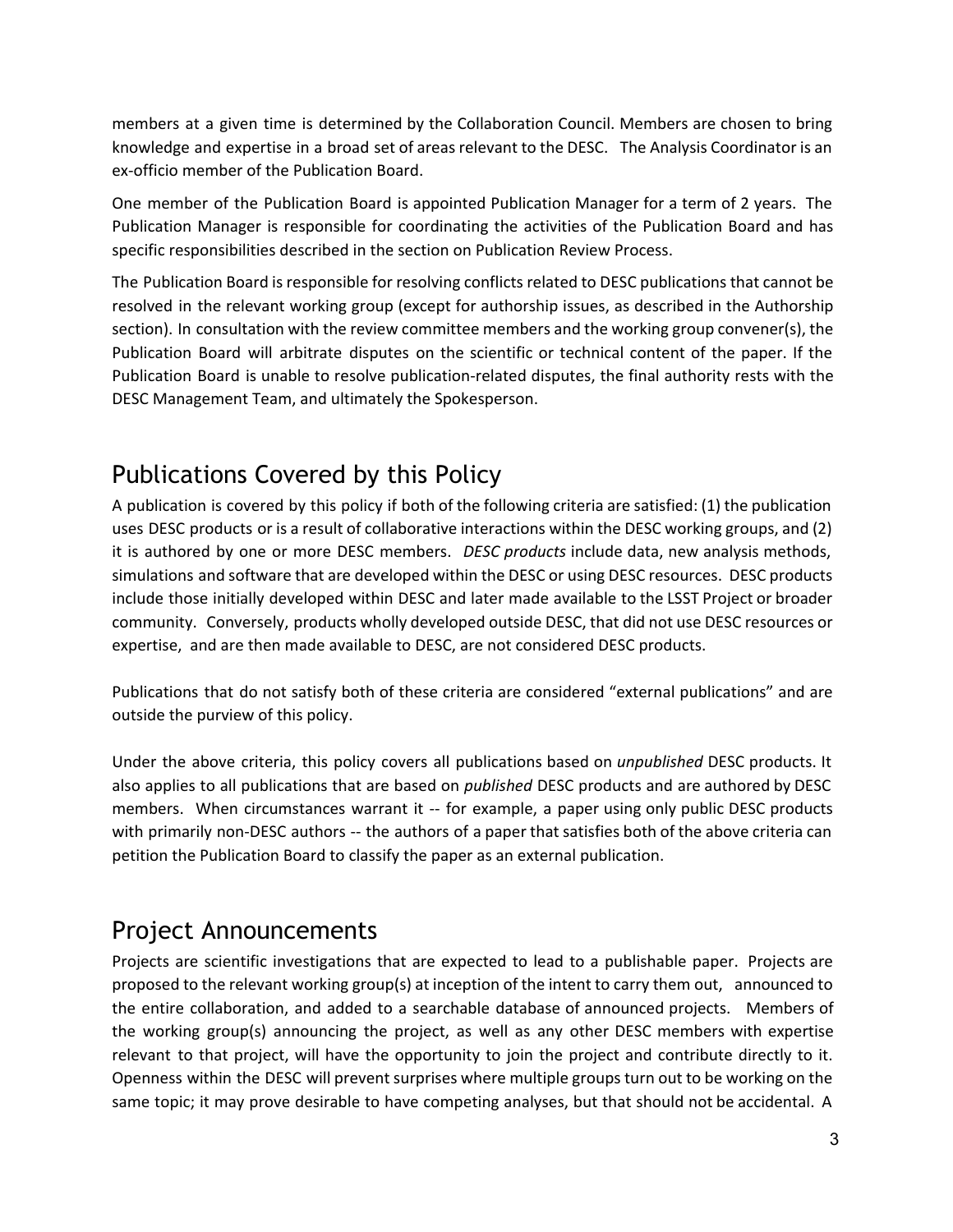members at a given time is determined by the Collaboration Council. Members are chosen to bring knowledge and expertise in a broad set of areas relevant to the DESC. The Analysis Coordinator is an ex-officio member of the Publication Board.

One member of the Publication Board is appointed Publication Manager for a term of 2 years. The Publication Manager is responsible for coordinating the activities of the Publication Board and has specific responsibilities described in the section on Publication Review Process.

The Publication Board is responsible for resolving conflicts related to DESC publications that cannot be resolved in the relevant working group (except for authorship issues, as described in the Authorship section). In consultation with the review committee members and the working group convener(s), the Publication Board will arbitrate disputes on the scientific or technical content of the paper. If the Publication Board is unable to resolve publication-related disputes, the final authority rests with the DESC Management Team, and ultimately the Spokesperson.

## Publications Covered by this Policy

A publication is covered by this policy if both of the following criteria are satisfied: (1) the publication uses DESC products or is a result of collaborative interactions within the DESC working groups, and (2) it is authored by one or more DESC members. *DESC products* include data, new analysis methods, simulations and software that are developed within the DESC or using DESC resources. DESC products include those initially developed within DESC and later made available to the LSST Project or broader community. Conversely, products wholly developed outside DESC, that did not use DESC resources or expertise, and are then made available to DESC, are not considered DESC products.

Publications that do not satisfy both of these criteria are considered "external publications" and are outside the purview of this policy.

Under the above criteria, this policy covers all publications based on *unpublished* DESC products. It also applies to all publications that are based on *published* DESC products and are authored by DESC members. When circumstances warrant it -- for example, a paper using only public DESC products with primarily non-DESC authors -- the authors of a paper that satisfies both of the above criteria can petition the Publication Board to classify the paper as an external publication.

## Project Announcements

Projects are scientific investigations that are expected to lead to a publishable paper. Projects are proposed to the relevant working group(s) at inception of the intent to carry them out, announced to the entire collaboration, and added to a searchable database of announced projects. Members of the working group(s) announcing the project, as well as any other DESC members with expertise relevant to that project, will have the opportunity to join the project and contribute directly to it. Openness within the DESC will prevent surprises where multiple groups turn out to be working on the same topic; it may prove desirable to have competing analyses, but that should not be accidental. A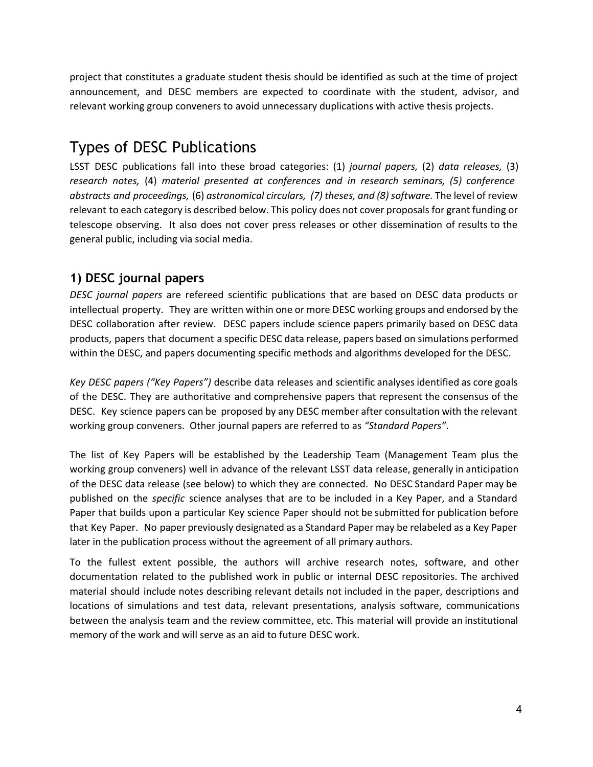project that constitutes a graduate student thesis should be identified as such at the time of project announcement, and DESC members are expected to coordinate with the student, advisor, and relevant working group conveners to avoid unnecessary duplications with active thesis projects.

# Types of DESC Publications

LSST DESC publications fall into these broad categories: (1) *journal papers,* (2) *data releases,* (3) *research notes,* (4) *material presented at conferences and in research seminars, (5) conference abstracts and proceedings,* (6) *astronomical circulars, (7) theses, and (8) software.* The level of review relevant to each category is described below. This policy does not cover proposals for grant funding or telescope observing. It also does not cover press releases or other dissemination of results to the general public, including via social media.

## 1) DESC journal papers

*DESC journal papers* are refereed scientific publications that are based on DESC data products or intellectual property. They are written within one or more DESC working groups and endorsed by the DESC collaboration after review. DESC papers include science papers primarily based on DESC data products, papers that document a specific DESC data release, papers based on simulations performed within the DESC, and papers documenting specific methods and algorithms developed for the DESC.

*Key DESC papers ("Key Papers")* describe data releases and scientific analyses identified as core goals of the DESC. They are authoritative and comprehensive papers that represent the consensus of the DESC. Key science papers can be proposed by any DESC member after consultation with the relevant working group conveners. Other journal papers are referred to as *"Standard Papers"*.

The list of Key Papers will be established by the Leadership Team (Management Team plus the working group conveners) well in advance of the relevant LSST data release, generally in anticipation of the DESC data release (see below) to which they are connected. No DESC Standard Paper may be published on the *specific* science analyses that are to be included in a Key Paper, and a Standard Paper that builds upon a particular Key science Paper should not be submitted for publication before that Key Paper. No paper previously designated as a Standard Paper may be relabeled as a Key Paper later in the publication process without the agreement of all primary authors.

To the fullest extent possible, the authors will archive research notes, software, and other documentation related to the published work in public or internal DESC repositories. The archived material should include notes describing relevant details not included in the paper, descriptions and locations of simulations and test data, relevant presentations, analysis software, communications between the analysis team and the review committee, etc. This material will provide an institutional memory of the work and will serve as an aid to future DESC work.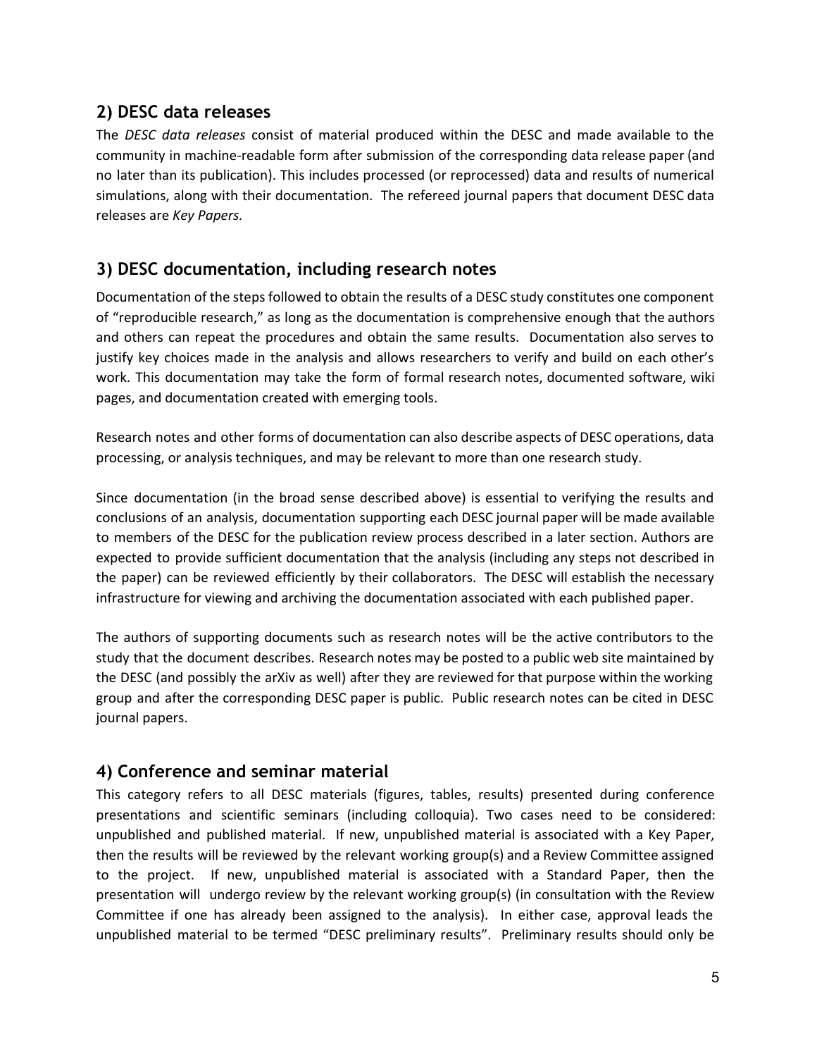## 2) DESC data releases

The *DESC data releases* consist of material produced within the DESC and made available to the community in machine-readable form after submission of the corresponding data release paper (and no later than its publication). This includes processed (or reprocessed) data and results of numerical simulations, along with their documentation. The refereed journal papers that document DESC data releases are *Key Papers.*

## 3) DESC documentation, including research notes

Documentation of the steps followed to obtain the results of a DESC study constitutes one component of "reproducible research," as long as the documentation is comprehensive enough that the authors and others can repeat the procedures and obtain the same results. Documentation also serves to justify key choices made in the analysis and allows researchers to verify and build on each other's work. This documentation may take the form of formal research notes, documented software, wiki pages, and documentation created with emerging tools.

Research notes and other forms of documentation can also describe aspects of DESC operations, data processing, or analysis techniques, and may be relevant to more than one research study.

Since documentation (in the broad sense described above) is essential to verifying the results and conclusions of an analysis, documentation supporting each DESC journal paper will be made available to members of the DESC for the publication review process described in a later section. Authors are expected to provide sufficient documentation that the analysis (including any steps not described in the paper) can be reviewed efficiently by their collaborators. The DESC will establish the necessary infrastructure for viewing and archiving the documentation associated with each published paper.

The authors of supporting documents such as research notes will be the active contributors to the study that the document describes. Research notes may be posted to a public web site maintained by the DESC (and possibly the arXiv as well) after they are reviewed for that purpose within the working group and after the corresponding DESC paper is public. Public research notes can be cited in DESC journal papers.

## 4) Conference and seminar material

This category refers to all DESC materials (figures, tables, results) presented during conference presentations and scientific seminars (including colloquia). Two cases need to be considered: unpublished and published material. If new, unpublished material is associated with a Key Paper, then the results will be reviewed by the relevant working group(s) and a Review Committee assigned to the project. If new, unpublished material is associated with a Standard Paper, then the presentation will undergo review by the relevant working group(s) (in consultation with the Review Committee if one has already been assigned to the analysis). In either case, approval leads the unpublished material to be termed "DESC preliminary results". Preliminary results should only be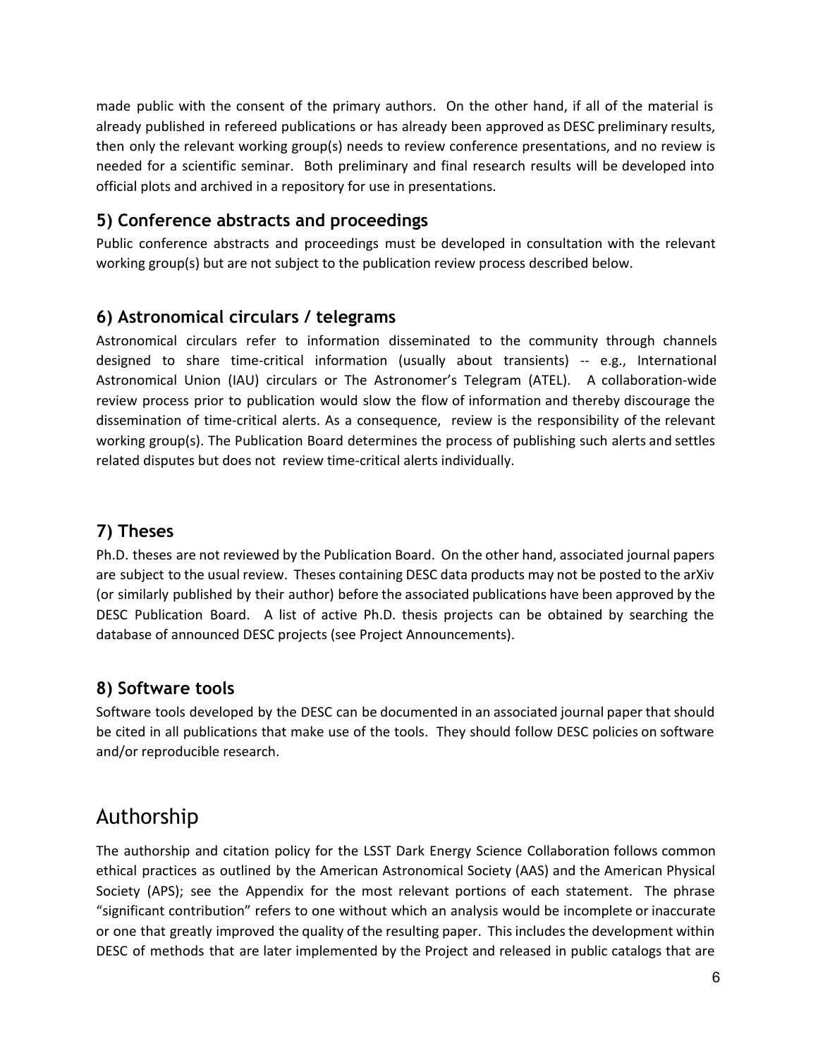made public with the consent of the primary authors. On the other hand, if all of the material is already published in refereed publications or has already been approved as DESC preliminary results, then only the relevant working group(s) needs to review conference presentations, and no review is needed for a scientific seminar. Both preliminary and final research results will be developed into official plots and archived in a repository for use in presentations.

### 5) Conference abstracts and proceedings

Public conference abstracts and proceedings must be developed in consultation with the relevant working group(s) but are not subject to the publication review process described below.

### 6) Astronomical circulars / telegrams

Astronomical circulars refer to information disseminated to the community through channels designed to share time-critical information (usually about transients) -- e.g., International Astronomical Union (IAU) circulars or The Astronomer's Telegram (ATEL). A collaboration-wide review process prior to publication would slow the flow of information and thereby discourage the dissemination of time-critical alerts. As a consequence, review is the responsibility of the relevant working group(s). The Publication Board determines the process of publishing such alerts and settles related disputes but does not review time-critical alerts individually.

### 7) Theses

Ph.D. theses are not reviewed by the Publication Board. On the other hand, associated journal papers are subject to the usual review. Theses containing DESC data products may not be posted to the arXiv (or similarly published by their author) before the associated publications have been approved by the DESC Publication Board. A list of active Ph.D. thesis projects can be obtained by searching the database of announced DESC projects (see Project Announcements).

### 8) Software tools

Software tools developed by the DESC can be documented in an associated journal paper that should be cited in all publications that make use of the tools. They should follow DESC policies on software and/or reproducible research.

## Authorship

The authorship and citation policy for the LSST Dark Energy Science Collaboration follows common ethical practices as outlined by the American Astronomical Society (AAS) and the American Physical Society (APS); see the Appendix for the most relevant portions of each statement. The phrase "significant contribution" refers to one without which an analysis would be incomplete or inaccurate or one that greatly improved the quality of the resulting paper. This includes the development within DESC of methods that are later implemented by the Project and released in public catalogs that are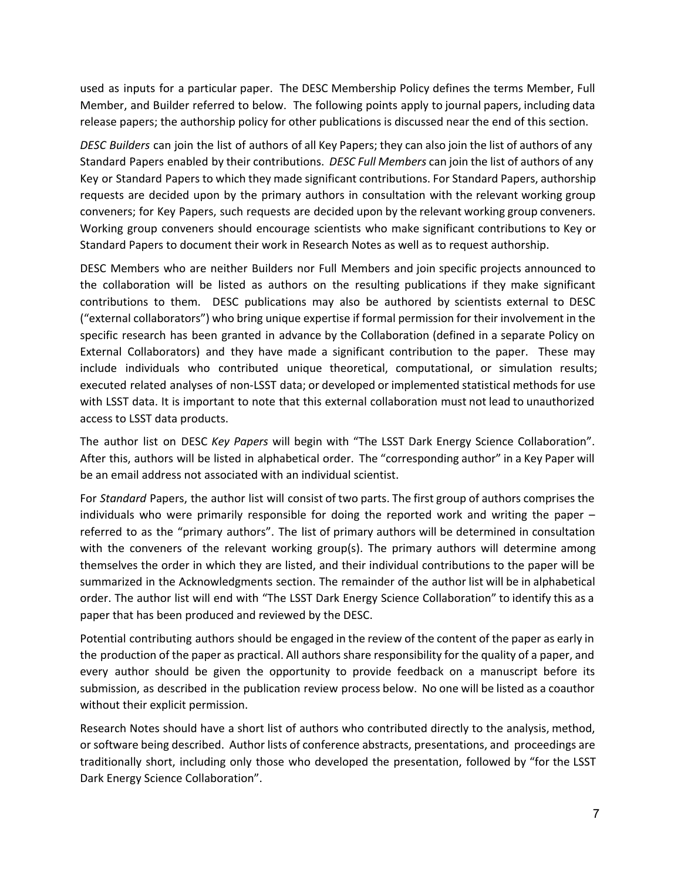used as inputs for a particular paper. The DESC Membership Policy defines the terms Member, Full Member, and Builder referred to below. The following points apply to journal papers, including data release papers; the authorship policy for other publications is discussed near the end of this section.

*DESC Builders* can join the list of authors of all Key Papers; they can also join the list of authors of any Standard Papers enabled by their contributions. *DESC Full Members* can join the list of authors of any Key or Standard Papers to which they made significant contributions. For Standard Papers, authorship requests are decided upon by the primary authors in consultation with the relevant working group conveners; for Key Papers, such requests are decided upon by the relevant working group conveners. Working group conveners should encourage scientists who make significant contributions to Key or Standard Papers to document their work in Research Notes as well as to request authorship.

DESC Members who are neither Builders nor Full Members and join specific projects announced to the collaboration will be listed as authors on the resulting publications if they make significant contributions to them. DESC publications may also be authored by scientists external to DESC ("external collaborators") who bring unique expertise if formal permission for their involvement in the specific research has been granted in advance by the Collaboration (defined in a separate Policy on External Collaborators) and they have made a significant contribution to the paper. These may include individuals who contributed unique theoretical, computational, or simulation results; executed related analyses of non-LSST data; or developed or implemented statistical methods for use with LSST data. It is important to note that this external collaboration must not lead to unauthorized access to LSST data products.

The author list on DESC *Key Papers* will begin with "The LSST Dark Energy Science Collaboration". After this, authors will be listed in alphabetical order. The "corresponding author" in a Key Paper will be an email address not associated with an individual scientist.

For *Standard* Papers, the author list will consist of two parts. The first group of authors comprises the individuals who were primarily responsible for doing the reported work and writing the paper – referred to as the "primary authors". The list of primary authors will be determined in consultation with the conveners of the relevant working group(s). The primary authors will determine among themselves the order in which they are listed, and their individual contributions to the paper will be summarized in the Acknowledgments section. The remainder of the author list will be in alphabetical order. The author list will end with "The LSST Dark Energy Science Collaboration" to identify this as a paper that has been produced and reviewed by the DESC.

Potential contributing authors should be engaged in the review of the content of the paper as early in the production of the paper as practical. All authors share responsibility for the quality of a paper, and every author should be given the opportunity to provide feedback on a manuscript before its submission, as described in the publication review process below. No one will be listed as a coauthor without their explicit permission.

Research Notes should have a short list of authors who contributed directly to the analysis, method, or software being described. Author lists of conference abstracts, presentations, and proceedings are traditionally short, including only those who developed the presentation, followed by "for the LSST Dark Energy Science Collaboration".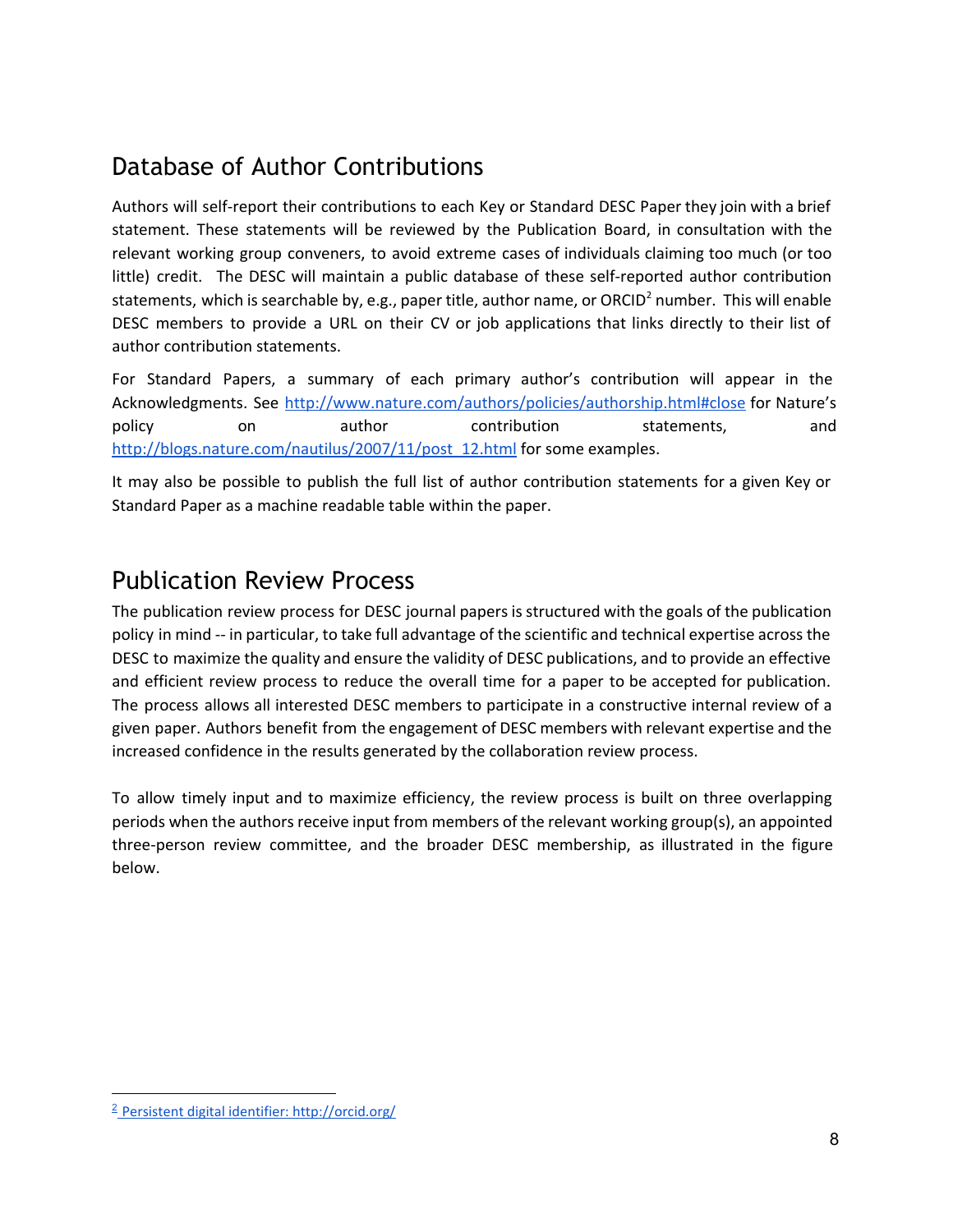## Database of Author Contributions

Authors will self-report their contributions to each Key or Standard DESC Paper they join with a brief statement. These statements will be reviewed by the Publication Board, in consultation with the relevant working group conveners, to avoid extreme cases of individuals claiming too much (or too little) credit. The DESC will maintain a public database of these self-reported author contribution statements, which is searchable by, e.g., paper title, author name, or ORCID[2] number. This will enable DESC members to provide a URL on their CV or job applications that links directly to their list of author contribution statements.

For Standard Papers, a summary of each primary author's contribution will appear in the Acknowledgments. See http://www.nature.com/authors/policies/authorship.html#close for Nature's policy on author contribution statements, and http://blogs.nature.com/nautilus/2007/11/post_12.html for some examples.

It may also be possible to publish the full list of author contribution statements for a given Key or Standard Paper as a machine readable table within the paper.

## Publication Review Process

The publication review process for DESC journal papers is structured with the goals of the publication policy in mind -- in particular, to take full advantage of the scientific and technical expertise across the DESC to maximize the quality and ensure the validity of DESC publications, and to provide an effective and efficient review process to reduce the overall time for a paper to be accepted for publication. The process allows all interested DESC members to participate in a constructive internal review of a given paper. Authors benefit from the engagement of DESC members with relevant expertise and the increased confidence in the results generated by the collaboration review process.

To allow timely input and to maximize efficiency, the review process is built on three overlapping periods when the authors receive input from members of the relevant working group(s), an appointed three-person review committee, and the broader DESC membership, as illustrated in the figure below.

[2] Persistent digital identifier: http://orcid.org/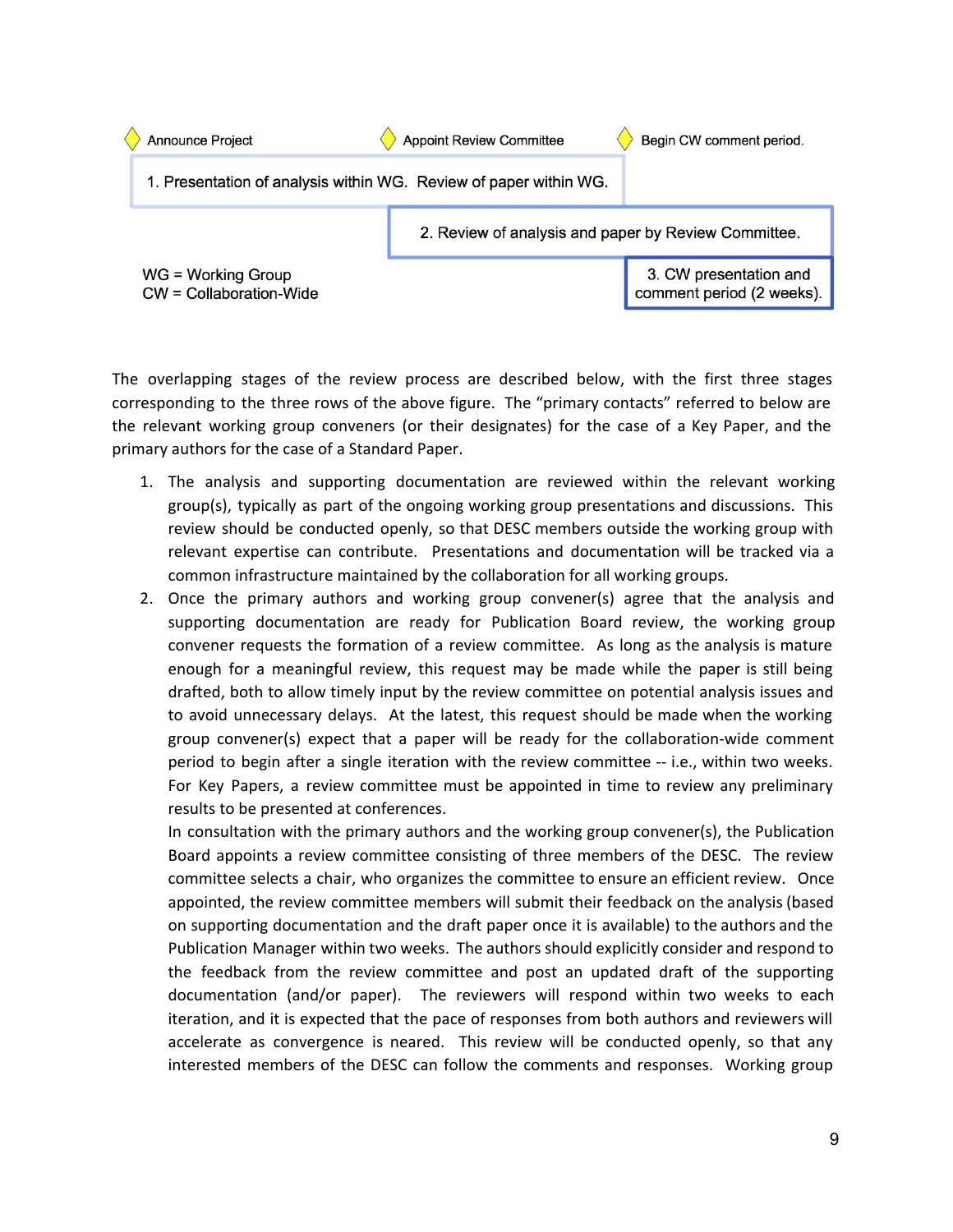Announce Project — Appoint Review Committee — Begin CW comment period.

1. Presentation of analysis within WG. Review of paper within WG.

2. Review of analysis and paper by Review Committee.

3. CW presentation and comment period (2 weeks).

WG = Working Group
CW = Collaboration-Wide

The overlapping stages of the review process are described below, with the first three stages corresponding to the three rows of the above figure. The "primary contacts" referred to below are the relevant working group conveners (or their designates) for the case of a Key Paper, and the primary authors for the case of a Standard Paper.

1. The analysis and supporting documentation are reviewed within the relevant working group(s), typically as part of the ongoing working group presentations and discussions. This review should be conducted openly, so that DESC members outside the working group with relevant expertise can contribute. Presentations and documentation will be tracked via a common infrastructure maintained by the collaboration for all working groups.
2. Once the primary authors and working group convener(s) agree that the analysis and supporting documentation are ready for Publication Board review, the working group convener requests the formation of a review committee. As long as the analysis is mature enough for a meaningful review, this request may be made while the paper is still being drafted, both to allow timely input by the review committee on potential analysis issues and to avoid unnecessary delays. At the latest, this request should be made when the working group convener(s) expect that a paper will be ready for the collaboration-wide comment period to begin after a single iteration with the review committee -- i.e., within two weeks. For Key Papers, a review committee must be appointed in time to review any preliminary results to be presented at conferences.
   In consultation with the primary authors and the working group convener(s), the Publication Board appoints a review committee consisting of three members of the DESC. The review committee selects a chair, who organizes the committee to ensure an efficient review. Once appointed, the review committee members will submit their feedback on the analysis (based on supporting documentation and the draft paper once it is available) to the authors and the Publication Manager within two weeks. The authors should explicitly consider and respond to the feedback from the review committee and post an updated draft of the supporting documentation (and/or paper). The reviewers will respond within two weeks to each iteration, and it is expected that the pace of responses from both authors and reviewers will accelerate as convergence is neared. This review will be conducted openly, so that any interested members of the DESC can follow the comments and responses. Working group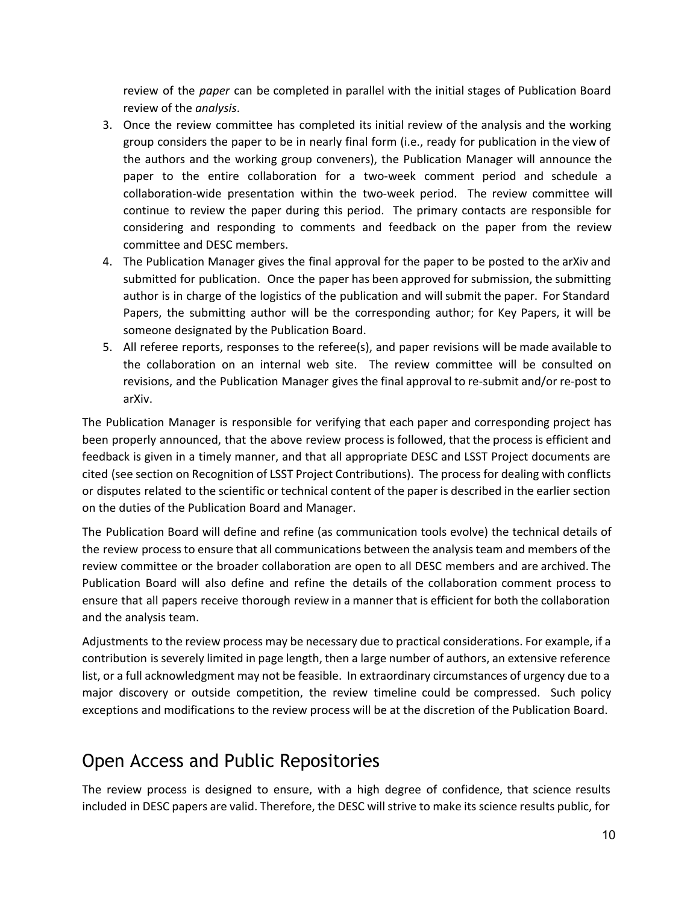review of the *paper* can be completed in parallel with the initial stages of Publication Board review of the *analysis*.

3. Once the review committee has completed its initial review of the analysis and the working group considers the paper to be in nearly final form (i.e., ready for publication in the view of the authors and the working group conveners), the Publication Manager will announce the paper to the entire collaboration for a two-week comment period and schedule a collaboration-wide presentation within the two-week period. The review committee will continue to review the paper during this period. The primary contacts are responsible for considering and responding to comments and feedback on the paper from the review committee and DESC members.
4. The Publication Manager gives the final approval for the paper to be posted to the arXiv and submitted for publication. Once the paper has been approved for submission, the submitting author is in charge of the logistics of the publication and will submit the paper. For Standard Papers, the submitting author will be the corresponding author; for Key Papers, it will be someone designated by the Publication Board.
5. All referee reports, responses to the referee(s), and paper revisions will be made available to the collaboration on an internal web site. The review committee will be consulted on revisions, and the Publication Manager gives the final approval to re-submit and/or re-post to arXiv.

The Publication Manager is responsible for verifying that each paper and corresponding project has been properly announced, that the above review process is followed, that the process is efficient and feedback is given in a timely manner, and that all appropriate DESC and LSST Project documents are cited (see section on Recognition of LSST Project Contributions). The process for dealing with conflicts or disputes related to the scientific or technical content of the paper is described in the earlier section on the duties of the Publication Board and Manager.

The Publication Board will define and refine (as communication tools evolve) the technical details of the review process to ensure that all communications between the analysis team and members of the review committee or the broader collaboration are open to all DESC members and are archived. The Publication Board will also define and refine the details of the collaboration comment process to ensure that all papers receive thorough review in a manner that is efficient for both the collaboration and the analysis team.

Adjustments to the review process may be necessary due to practical considerations. For example, if a contribution is severely limited in page length, then a large number of authors, an extensive reference list, or a full acknowledgment may not be feasible. In extraordinary circumstances of urgency due to a major discovery or outside competition, the review timeline could be compressed. Such policy exceptions and modifications to the review process will be at the discretion of the Publication Board.

## Open Access and Public Repositories

The review process is designed to ensure, with a high degree of confidence, that science results included in DESC papers are valid. Therefore, the DESC will strive to make its science results public, for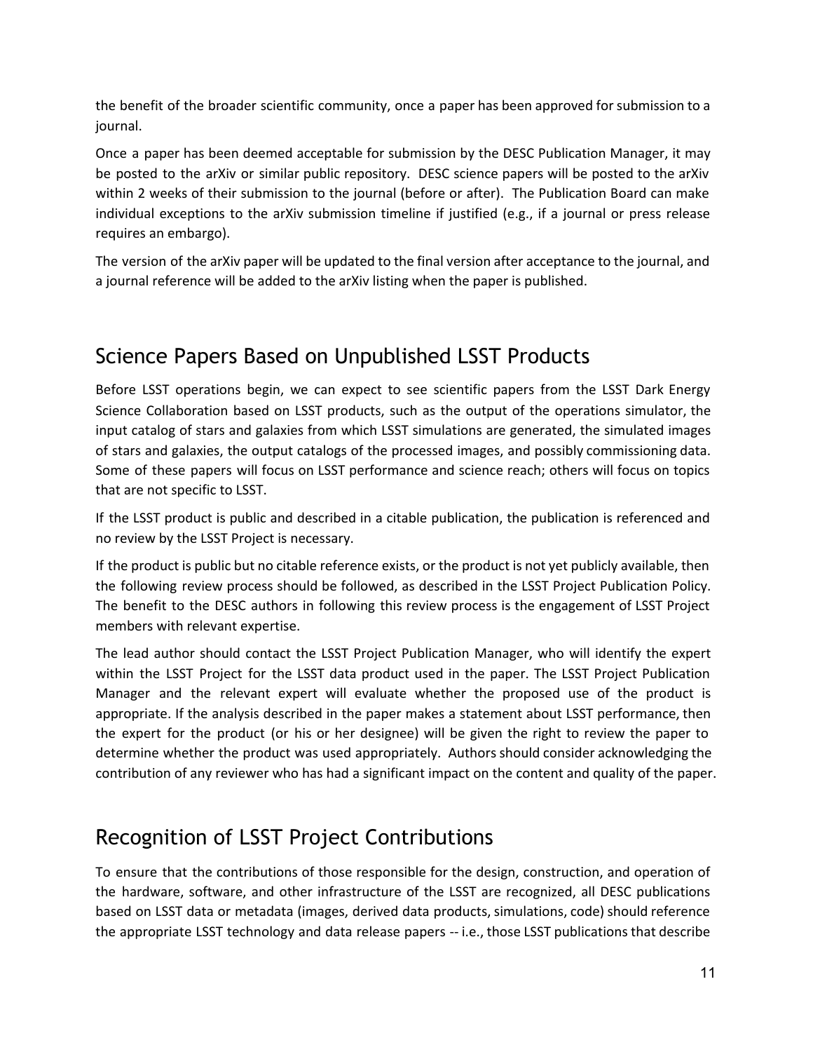the benefit of the broader scientific community, once a paper has been approved for submission to a journal.

Once a paper has been deemed acceptable for submission by the DESC Publication Manager, it may be posted to the arXiv or similar public repository. DESC science papers will be posted to the arXiv within 2 weeks of their submission to the journal (before or after). The Publication Board can make individual exceptions to the arXiv submission timeline if justified (e.g., if a journal or press release requires an embargo).

The version of the arXiv paper will be updated to the final version after acceptance to the journal, and a journal reference will be added to the arXiv listing when the paper is published.

## Science Papers Based on Unpublished LSST Products

Before LSST operations begin, we can expect to see scientific papers from the LSST Dark Energy Science Collaboration based on LSST products, such as the output of the operations simulator, the input catalog of stars and galaxies from which LSST simulations are generated, the simulated images of stars and galaxies, the output catalogs of the processed images, and possibly commissioning data. Some of these papers will focus on LSST performance and science reach; others will focus on topics that are not specific to LSST.

If the LSST product is public and described in a citable publication, the publication is referenced and no review by the LSST Project is necessary.

If the product is public but no citable reference exists, or the product is not yet publicly available, then the following review process should be followed, as described in the LSST Project Publication Policy. The benefit to the DESC authors in following this review process is the engagement of LSST Project members with relevant expertise.

The lead author should contact the LSST Project Publication Manager, who will identify the expert within the LSST Project for the LSST data product used in the paper. The LSST Project Publication Manager and the relevant expert will evaluate whether the proposed use of the product is appropriate. If the analysis described in the paper makes a statement about LSST performance, then the expert for the product (or his or her designee) will be given the right to review the paper to determine whether the product was used appropriately. Authors should consider acknowledging the contribution of any reviewer who has had a significant impact on the content and quality of the paper.

## Recognition of LSST Project Contributions

To ensure that the contributions of those responsible for the design, construction, and operation of the hardware, software, and other infrastructure of the LSST are recognized, all DESC publications based on LSST data or metadata (images, derived data products, simulations, code) should reference the appropriate LSST technology and data release papers -- i.e., those LSST publications that describe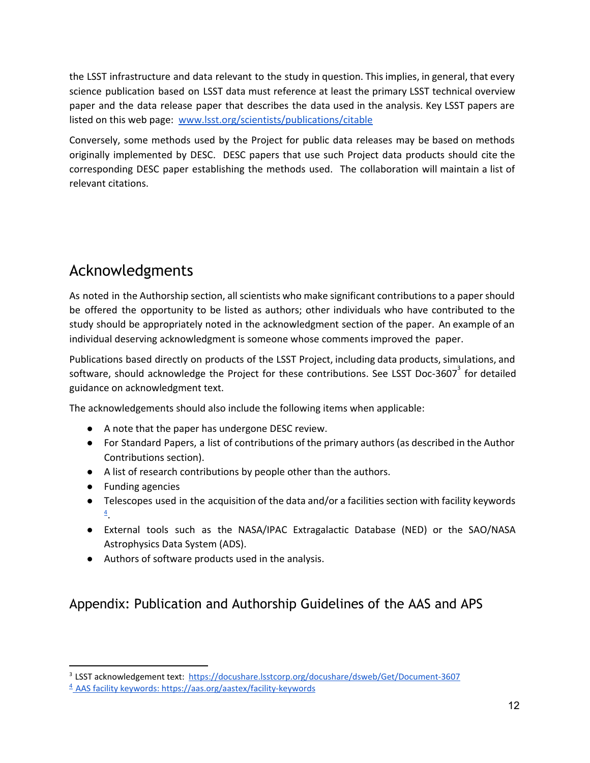the LSST infrastructure and data relevant to the study in question. This implies, in general, that every science publication based on LSST data must reference at least the primary LSST technical overview paper and the data release paper that describes the data used in the analysis. Key LSST papers are listed on this web page: [www.lsst.org/scientists/publications/citable](www.lsst.org/scientists/publications/citable)

Conversely, some methods used by the Project for public data releases may be based on methods originally implemented by DESC. DESC papers that use such Project data products should cite the corresponding DESC paper establishing the methods used. The collaboration will maintain a list of relevant citations.

## Acknowledgments

As noted in the Authorship section, all scientists who make significant contributions to a paper should be offered the opportunity to be listed as authors; other individuals who have contributed to the study should be appropriately noted in the acknowledgment section of the paper. An example of an individual deserving acknowledgment is someone whose comments improved the paper.

Publications based directly on products of the LSST Project, including data products, simulations, and software, should acknowledge the Project for these contributions. See LSST Doc-3607[3] for detailed guidance on acknowledgment text.

The acknowledgements should also include the following items when applicable:

- A note that the paper has undergone DESC review.
- For Standard Papers, a list of contributions of the primary authors (as described in the Author Contributions section).
- A list of research contributions by people other than the authors.
- Funding agencies
- Telescopes used in the acquisition of the data and/or a facilities section with facility keywords [4].
- External tools such as the NASA/IPAC Extragalactic Database (NED) or the SAO/NASA Astrophysics Data System (ADS).
- Authors of software products used in the analysis.

## Appendix: Publication and Authorship Guidelines of the AAS and APS

[3] LSST acknowledgement text: [https://docushare.lsstcorp.org/docushare/dsweb/Get/Document-3607](https://docushare.lsstcorp.org/docushare/dsweb/Get/Document-3607)

[4] AAS facility keywords: [https://aas.org/aastex/facility-keywords](https://aas.org/aastex/facility-keywords)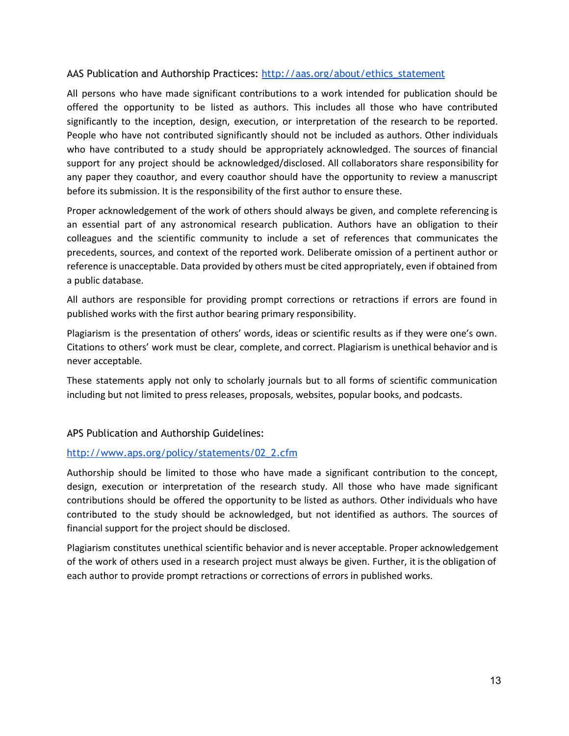### AAS Publication and Authorship Practices: [http://aas.org/about/ethics_statement](http://aas.org/about/ethics_statement)

All persons who have made significant contributions to a work intended for publication should be offered the opportunity to be listed as authors. This includes all those who have contributed significantly to the inception, design, execution, or interpretation of the research to be reported. People who have not contributed significantly should not be included as authors. Other individuals who have contributed to a study should be appropriately acknowledged. The sources of financial support for any project should be acknowledged/disclosed. All collaborators share responsibility for any paper they coauthor, and every coauthor should have the opportunity to review a manuscript before its submission. It is the responsibility of the first author to ensure these.

Proper acknowledgement of the work of others should always be given, and complete referencing is an essential part of any astronomical research publication. Authors have an obligation to their colleagues and the scientific community to include a set of references that communicates the precedents, sources, and context of the reported work. Deliberate omission of a pertinent author or reference is unacceptable. Data provided by others must be cited appropriately, even if obtained from a public database.

All authors are responsible for providing prompt corrections or retractions if errors are found in published works with the first author bearing primary responsibility.

Plagiarism is the presentation of others' words, ideas or scientific results as if they were one's own. Citations to others' work must be clear, complete, and correct. Plagiarism is unethical behavior and is never acceptable.

These statements apply not only to scholarly journals but to all forms of scientific communication including but not limited to press releases, proposals, websites, popular books, and podcasts.

### APS Publication and Authorship Guidelines:

[http://www.aps.org/policy/statements/02_2.cfm](http://www.aps.org/policy/statements/02_2.cfm)

Authorship should be limited to those who have made a significant contribution to the concept, design, execution or interpretation of the research study. All those who have made significant contributions should be offered the opportunity to be listed as authors. Other individuals who have contributed to the study should be acknowledged, but not identified as authors. The sources of financial support for the project should be disclosed.

Plagiarism constitutes unethical scientific behavior and is never acceptable. Proper acknowledgement of the work of others used in a research project must always be given. Further, it is the obligation of each author to provide prompt retractions or corrections of errors in published works.